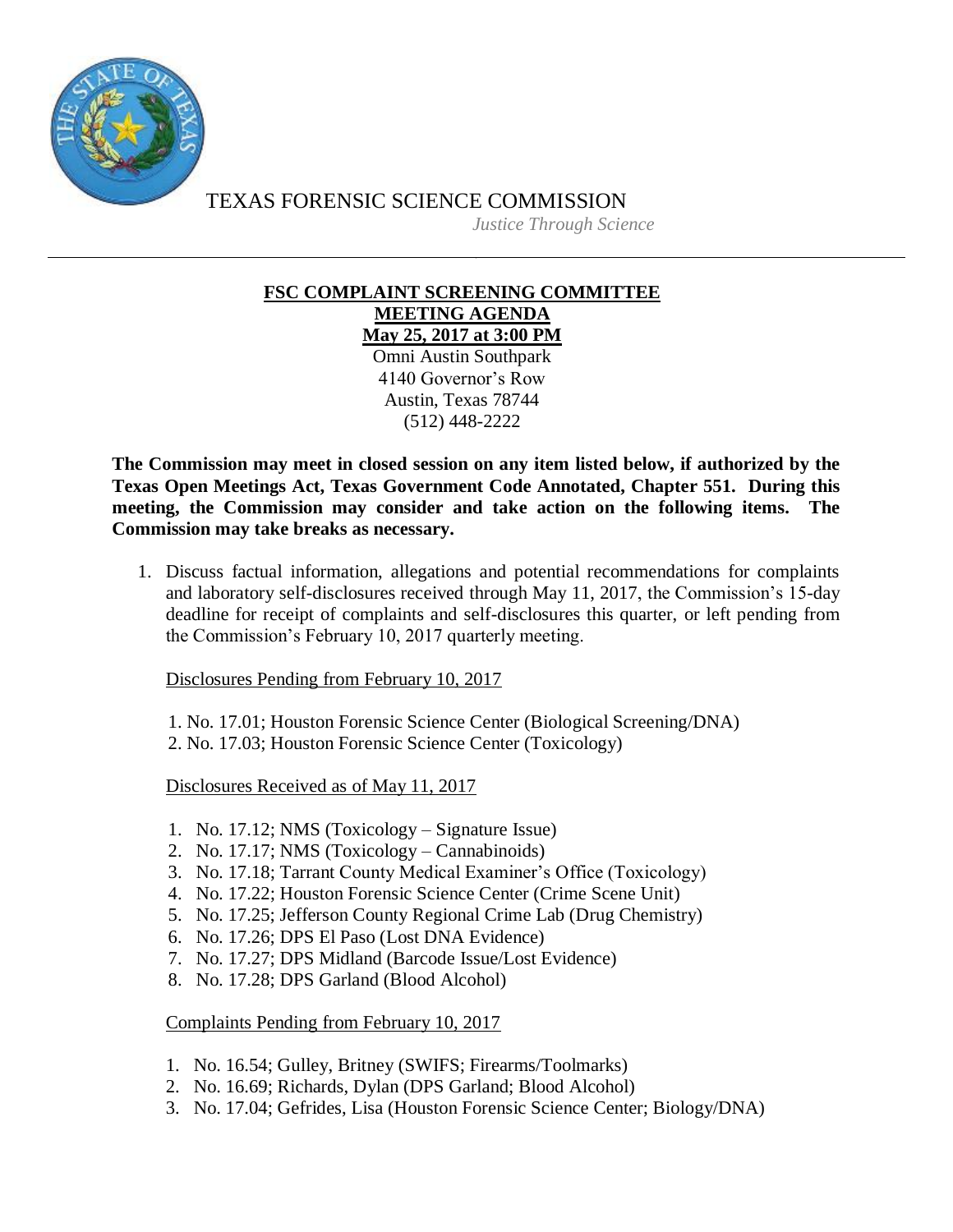# TEXAS FORENSIC SCIENCE COMMISSION

*Justice Through Science*

---

## FSC COMPLAINT SCREENING COMMITTEE
## MEETING AGENDA
## May 25, 2017 at 3:00 PM

Omni Austin Southpark
4140 Governor's Row
Austin, Texas 78744
(512) 448-2222

**The Commission may meet in closed session on any item listed below, if authorized by the Texas Open Meetings Act, Texas Government Code Annotated, Chapter 551. During this meeting, the Commission may consider and take action on the following items. The Commission may take breaks as necessary.**

1. Discuss factual information, allegations and potential recommendations for complaints and laboratory self-disclosures received through May 11, 2017, the Commission's 15-day deadline for receipt of complaints and self-disclosures this quarter, or left pending from the Commission's February 10, 2017 quarterly meeting.

   Disclosures Pending from February 10, 2017

   1. No. 17.01; Houston Forensic Science Center (Biological Screening/DNA)
   2. No. 17.03; Houston Forensic Science Center (Toxicology)

   Disclosures Received as of May 11, 2017

   1. No. 17.12; NMS (Toxicology – Signature Issue)
   2. No. 17.17; NMS (Toxicology – Cannabinoids)
   3. No. 17.18; Tarrant County Medical Examiner's Office (Toxicology)
   4. No. 17.22; Houston Forensic Science Center (Crime Scene Unit)
   5. No. 17.25; Jefferson County Regional Crime Lab (Drug Chemistry)
   6. No. 17.26; DPS El Paso (Lost DNA Evidence)
   7. No. 17.27; DPS Midland (Barcode Issue/Lost Evidence)
   8. No. 17.28; DPS Garland (Blood Alcohol)

   Complaints Pending from February 10, 2017

   1. No. 16.54; Gulley, Britney (SWIFS; Firearms/Toolmarks)
   2. No. 16.69; Richards, Dylan (DPS Garland; Blood Alcohol)
   3. No. 17.04; Gefrides, Lisa (Houston Forensic Science Center; Biology/DNA)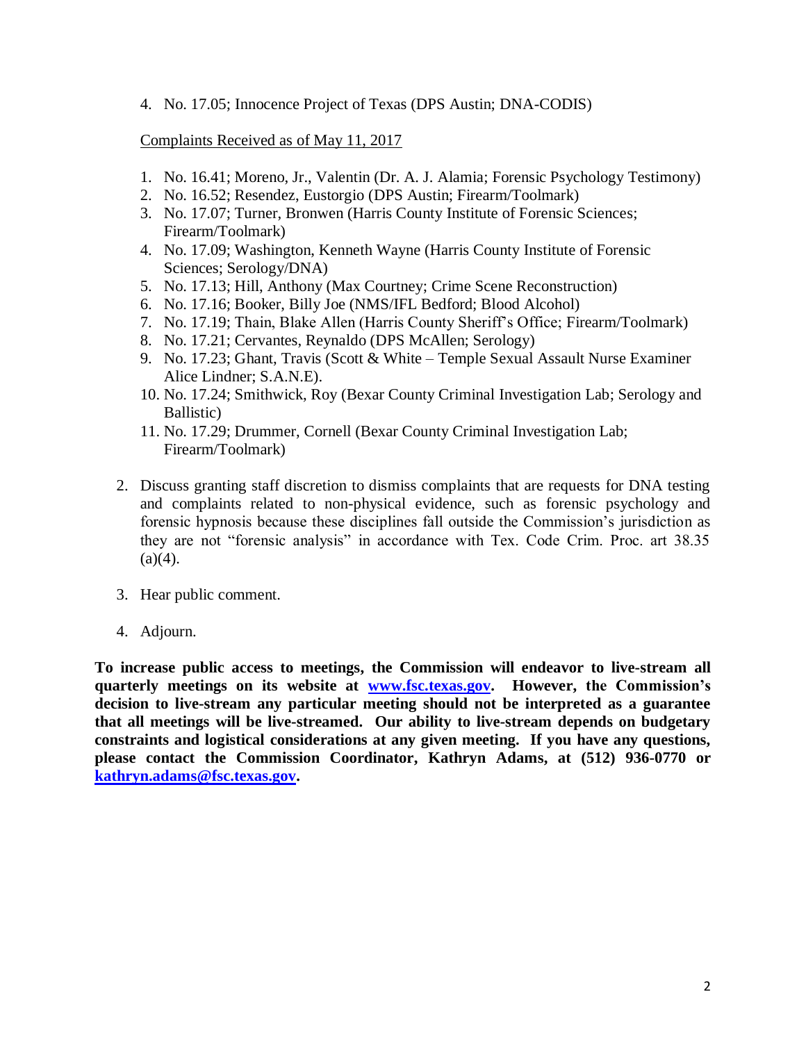4. No. 17.05; Innocence Project of Texas (DPS Austin; DNA-CODIS)

Complaints Received as of May 11, 2017

1. No. 16.41; Moreno, Jr., Valentin (Dr. A. J. Alamia; Forensic Psychology Testimony)
2. No. 16.52; Resendez, Eustorgio (DPS Austin; Firearm/Toolmark)
3. No. 17.07; Turner, Bronwen (Harris County Institute of Forensic Sciences; Firearm/Toolmark)
4. No. 17.09; Washington, Kenneth Wayne (Harris County Institute of Forensic Sciences; Serology/DNA)
5. No. 17.13; Hill, Anthony (Max Courtney; Crime Scene Reconstruction)
6. No. 17.16; Booker, Billy Joe (NMS/IFL Bedford; Blood Alcohol)
7. No. 17.19; Thain, Blake Allen (Harris County Sheriff's Office; Firearm/Toolmark)
8. No. 17.21; Cervantes, Reynaldo (DPS McAllen; Serology)
9. No. 17.23; Ghant, Travis (Scott & White – Temple Sexual Assault Nurse Examiner Alice Lindner; S.A.N.E).
10. No. 17.24; Smithwick, Roy (Bexar County Criminal Investigation Lab; Serology and Ballistic)
11. No. 17.29; Drummer, Cornell (Bexar County Criminal Investigation Lab; Firearm/Toolmark)

2. Discuss granting staff discretion to dismiss complaints that are requests for DNA testing and complaints related to non-physical evidence, such as forensic psychology and forensic hypnosis because these disciplines fall outside the Commission's jurisdiction as they are not "forensic analysis" in accordance with Tex. Code Crim. Proc. art 38.35 (a)(4).

3. Hear public comment.

4. Adjourn.

**To increase public access to meetings, the Commission will endeavor to live-stream all quarterly meetings on its website at www.fsc.texas.gov. However, the Commission's decision to live-stream any particular meeting should not be interpreted as a guarantee that all meetings will be live-streamed. Our ability to live-stream depends on budgetary constraints and logistical considerations at any given meeting. If you have any questions, please contact the Commission Coordinator, Kathryn Adams, at (512) 936-0770 or kathryn.adams@fsc.texas.gov.**